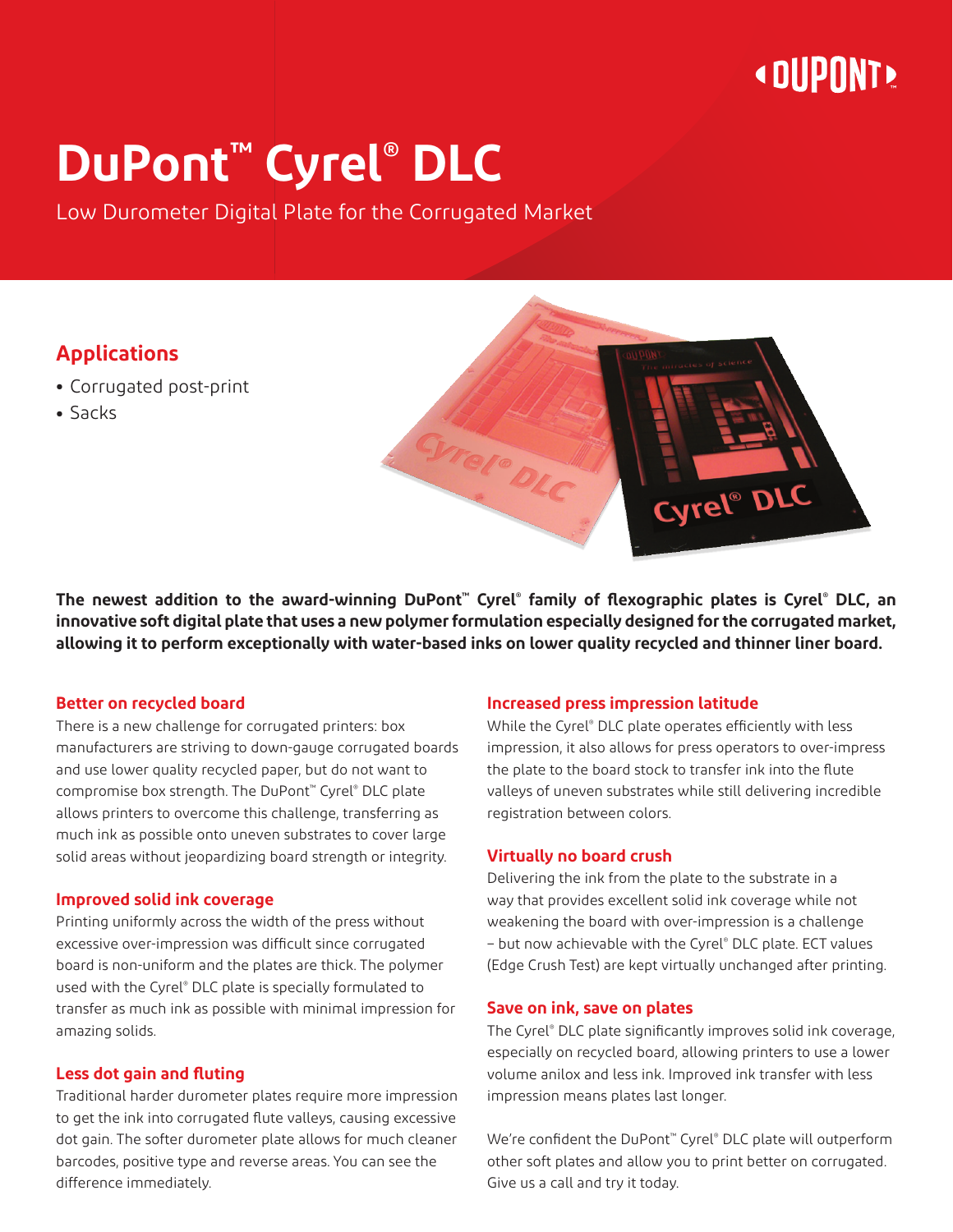# DuPont™ Cyrel® DLC

Low Durometer Digital Plate for the Corrugated Market

## Applications

- Corrugated post-print
- Sacks

**The newest addition to the award-winning DuPont™ Cyrel® family of flexographic plates is Cyrel® DLC, an innovative soft digital plate that uses a new polymer formulation especially designed for the corrugated market, allowing it to perform exceptionally with water-based inks on lower quality recycled and thinner liner board.**

### Better on recycled board

There is a new challenge for corrugated printers: box manufacturers are striving to down-gauge corrugated boards and use lower quality recycled paper, but do not want to compromise box strength. The DuPont™ Cyrel® DLC plate allows printers to overcome this challenge, transferring as much ink as possible onto uneven substrates to cover large solid areas without jeopardizing board strength or integrity.

### Improved solid ink coverage

Printing uniformly across the width of the press without excessive over-impression was difficult since corrugated board is non-uniform and the plates are thick. The polymer used with the Cyrel® DLC plate is specially formulated to transfer as much ink as possible with minimal impression for amazing solids.

### Less dot gain and fluting

Traditional harder durometer plates require more impression to get the ink into corrugated flute valleys, causing excessive dot gain. The softer durometer plate allows for much cleaner barcodes, positive type and reverse areas. You can see the difference immediately.

### Increased press impression latitude

While the Cyrel® DLC plate operates efficiently with less impression, it also allows for press operators to over-impress the plate to the board stock to transfer ink into the flute valleys of uneven substrates while still delivering incredible registration between colors.

### Virtually no board crush

Delivering the ink from the plate to the substrate in a way that provides excellent solid ink coverage while not weakening the board with over-impression is a challenge – but now achievable with the Cyrel® DLC plate. ECT values (Edge Crush Test) are kept virtually unchanged after printing.

### Save on ink, save on plates

The Cyrel® DLC plate significantly improves solid ink coverage, especially on recycled board, allowing printers to use a lower volume anilox and less ink. Improved ink transfer with less impression means plates last longer.

We're confident the DuPont™ Cyrel® DLC plate will outperform other soft plates and allow you to print better on corrugated. Give us a call and try it today.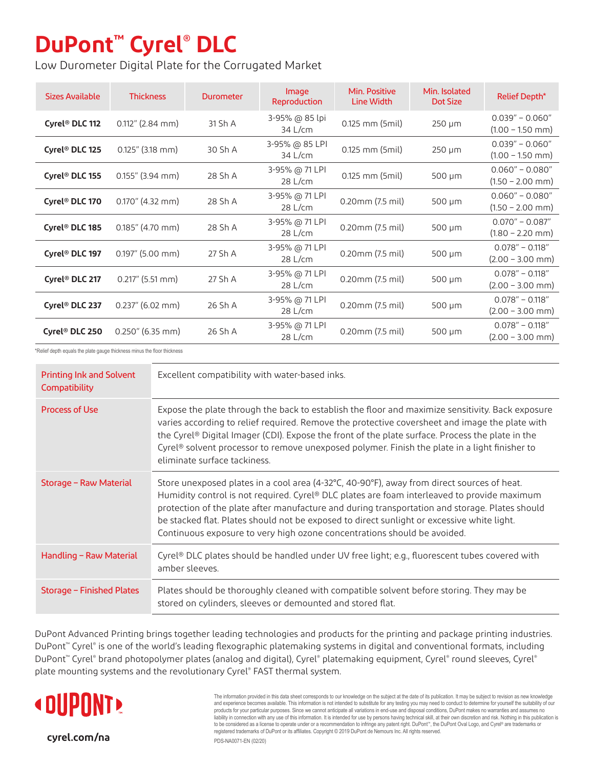# DuPont™ Cyrel® DLC

Low Durometer Digital Plate for the Corrugated Market

| Sizes Available | Thickness | Durometer | Image Reproduction | Min. Positive Line Width | Min. Isolated Dot Size | Relief Depth* |
|---|---|---|---|---|---|---|
| **Cyrel® DLC 112** | 0.112" (2.84 mm) | 31 Sh A | 3-95% @ 85 lpi 34 L/cm | 0.125 mm (5mil) | 250 µm | 0.039" – 0.060" (1.00 – 1.50 mm) |
| **Cyrel® DLC 125** | 0.125" (3.18 mm) | 30 Sh A | 3-95% @ 85 LPI 34 L/cm | 0.125 mm (5mil) | 250 µm | 0.039" – 0.060" (1.00 – 1.50 mm) |
| **Cyrel® DLC 155** | 0.155" (3.94 mm) | 28 Sh A | 3-95% @ 71 LPI 28 L/cm | 0.125 mm (5mil) | 500 µm | 0.060" – 0.080" (1.50 – 2.00 mm) |
| **Cyrel® DLC 170** | 0.170" (4.32 mm) | 28 Sh A | 3-95% @ 71 LPI 28 L/cm | 0.20mm (7.5 mil) | 500 µm | 0.060" – 0.080" (1.50 – 2.00 mm) |
| **Cyrel® DLC 185** | 0.185" (4.70 mm) | 28 Sh A | 3-95% @ 71 LPI 28 L/cm | 0.20mm (7.5 mil) | 500 µm | 0.070" – 0.087" (1.80 – 2.20 mm) |
| **Cyrel® DLC 197** | 0.197" (5.00 mm) | 27 Sh A | 3-95% @ 71 LPI 28 L/cm | 0.20mm (7.5 mil) | 500 µm | 0.078" – 0.118" (2.00 – 3.00 mm) |
| **Cyrel® DLC 217** | 0.217" (5.51 mm) | 27 Sh A | 3-95% @ 71 LPI 28 L/cm | 0.20mm (7.5 mil) | 500 µm | 0.078" – 0.118" (2.00 – 3.00 mm) |
| **Cyrel® DLC 237** | 0.237" (6.02 mm) | 26 Sh A | 3-95% @ 71 LPI 28 L/cm | 0.20mm (7.5 mil) | 500 µm | 0.078" – 0.118" (2.00 – 3.00 mm) |
| **Cyrel® DLC 250** | 0.250" (6.35 mm) | 26 Sh A | 3-95% @ 71 LPI 28 L/cm | 0.20mm (7.5 mil) | 500 µm | 0.078" – 0.118" (2.00 – 3.00 mm) |

*Relief depth equals the plate gauge thickness minus the floor thickness

| | |
|---|---|
| Printing Ink and Solvent Compatibility | Excellent compatibility with water-based inks. |
| Process of Use | Expose the plate through the back to establish the floor and maximize sensitivity. Back exposure varies according to relief required. Remove the protective coversheet and image the plate with the Cyrel® Digital Imager (CDI). Expose the front of the plate surface. Process the plate in the Cyrel® solvent processor to remove unexposed polymer. Finish the plate in a light finisher to eliminate surface tackiness. |
| Storage – Raw Material | Store unexposed plates in a cool area (4-32°C, 40-90°F), away from direct sources of heat. Humidity control is not required. Cyrel® DLC plates are foam interleaved to provide maximum protection of the plate after manufacture and during transportation and storage. Plates should be stacked flat. Plates should not be exposed to direct sunlight or excessive white light. Continuous exposure to very high ozone concentrations should be avoided. |
| Handling – Raw Material | Cyrel® DLC plates should be handled under UV free light; e.g., fluorescent tubes covered with amber sleeves. |
| Storage – Finished Plates | Plates should be thoroughly cleaned with compatible solvent before storing. They may be stored on cylinders, sleeves or demounted and stored flat. |

DuPont Advanced Printing brings together leading technologies and products for the printing and package printing industries. DuPont™ Cyrel® is one of the world's leading flexographic platemaking systems in digital and conventional formats, including DuPont™ Cyrel® brand photopolymer plates (analog and digital), Cyrel® platemaking equipment, Cyrel® round sleeves, Cyrel® plate mounting systems and the revolutionary Cyrel® FAST thermal system.

DUPONT

**cyrel.com/na**

The information provided in this data sheet corresponds to our knowledge on the subject at the date of its publication. It may be subject to revision as new knowledge and experience becomes available. This information is not intended to substitute for any testing you may need to conduct to determine for yourself the suitability of our products for your particular purposes. Since we cannot anticipate all variations in end-use and disposal conditions, DuPont makes no warranties and assumes no liability in connection with any use of this information. It is intended for use by persons having technical skill, at their own discretion and risk. Nothing in this publication is to be considered as a license to operate under or a recommendation to infringe any patent right. DuPont™, the DuPont Oval Logo, and Cyrel® are trademarks or registered trademarks of DuPont or its affiliates. Copyright © 2019 DuPont de Nemours Inc. All rights reserved.

PDS-NA0071-EN (02/20)